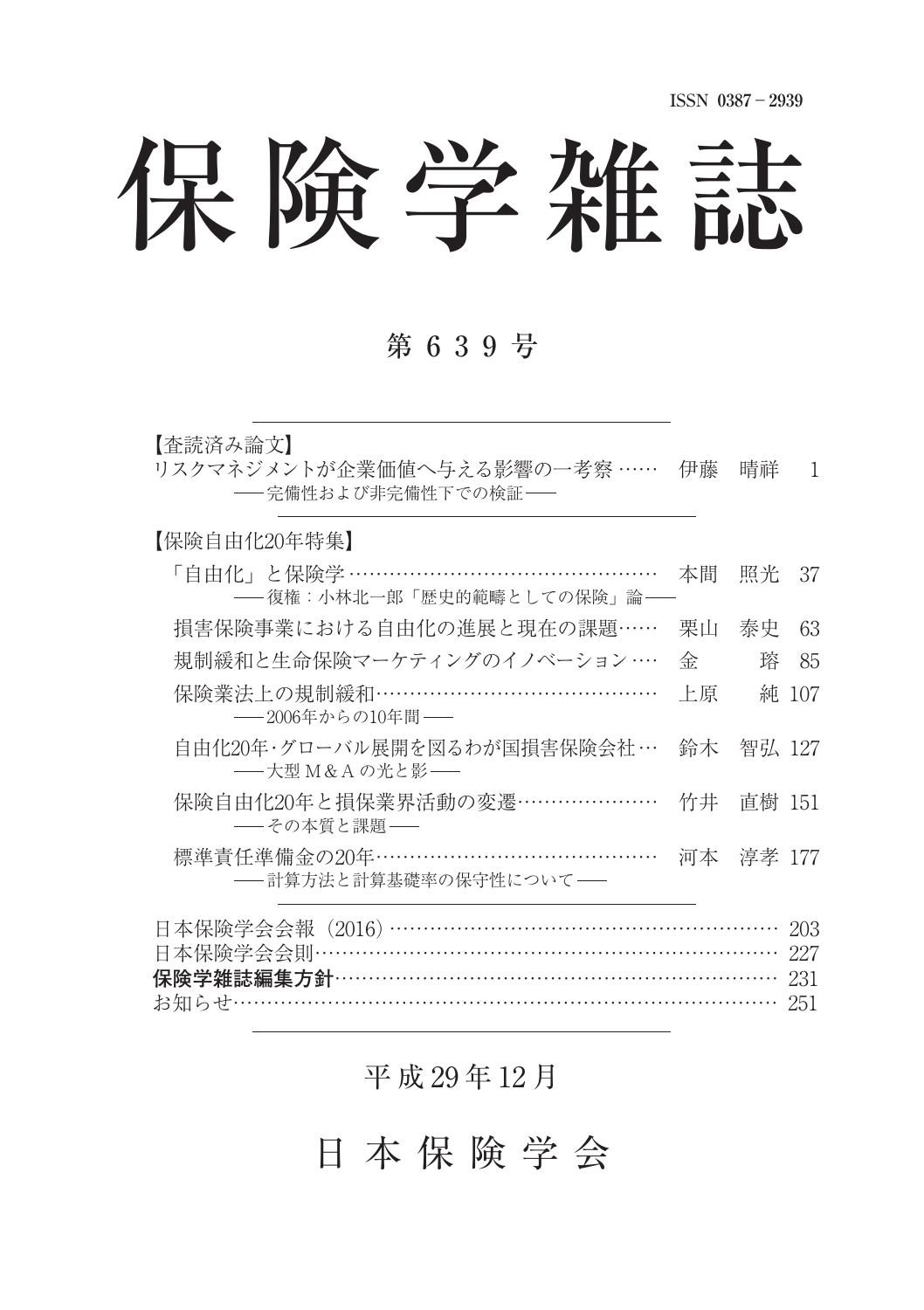ISSN 0387－2939

# 保険学雑誌

## 第639号

【査読済み論文】

リスクマネジメントが企業価値へ与える影響の一考察 …… 伊藤　晴祥　1
――完備性および非完備性下での検証――

【保険自由化20年特集】

「自由化」と保険学 ………………………………………… 本間　照光　37
――復権：小林北一郎「歴史的範疇としての保険」論――

損害保険事業における自由化の進展と現在の課題…… 栗山　泰史　63

規制緩和と生命保険マーケティングのイノベーション …. 金　　琦　85

保険業法上の規制緩和…………………………………… 上原　　純 107
――2006年からの10年間――

自由化20年･グローバル展開を図るわが国損害保険会社… 鈴木　智弘 127
――大型Ｍ＆Ａの光と影――

保険自由化20年と損保業界活動の変遷………………… 竹井　直樹 151
――その本質と課題――

標準責任準備金の20年…………………………………… 河本　淳孝 177
――計算方法と計算基礎率の保守性について――

日本保険学会会報（2016）…………………………………………… 203
日本保険学会会則…………………………………………………… 227
**保険学雑誌編集方針**………………………………………………… 231
お知らせ……………………………………………………………… 251

平成29年12月

日本保険学会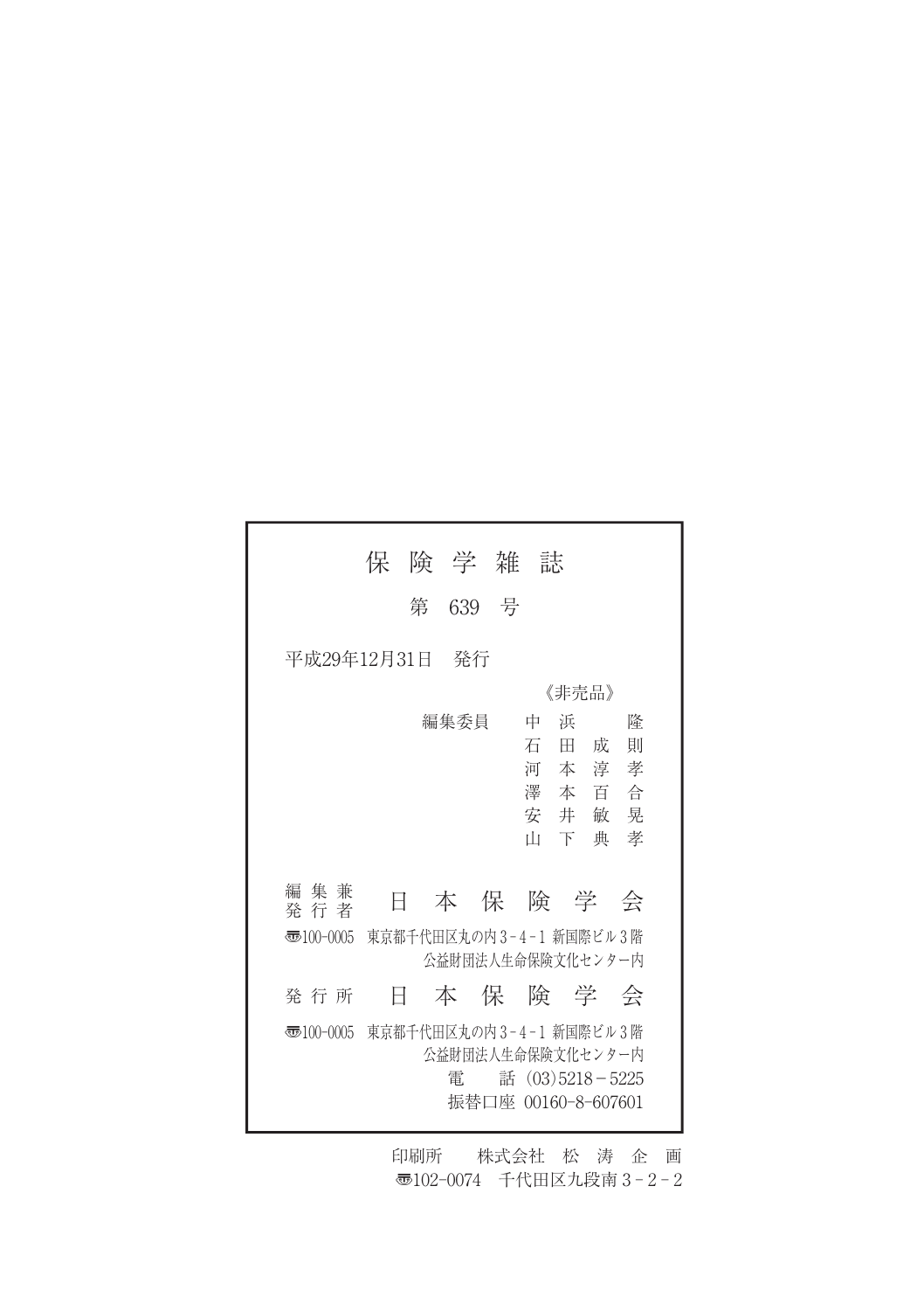# 保 険 学 雑 誌

## 第 639 号

平成29年12月31日　発行

《非売品》

編集委員　中 浜　　隆
　　　　　石 田 成 則
　　　　　河 本 淳 孝
　　　　　澤 本 百 合
　　　　　安 井 敏 晃
　　　　　山 下 典 孝

編集兼発行者　日 本 保 険 学 会

〒100-0005　東京都千代田区丸の内3-4-1 新国際ビル3階
公益財団法人生命保険文化センター内

発 行 所　日 本 保 険 学 会

〒100-0005　東京都千代田区丸の内3-4-1 新国際ビル3階
公益財団法人生命保険文化センター内
電　　話 (03)5218-5225
振替口座 00160-8-607601

印刷所　　株式会社 松 涛 企 画
〒102-0074　千代田区九段南3-2-2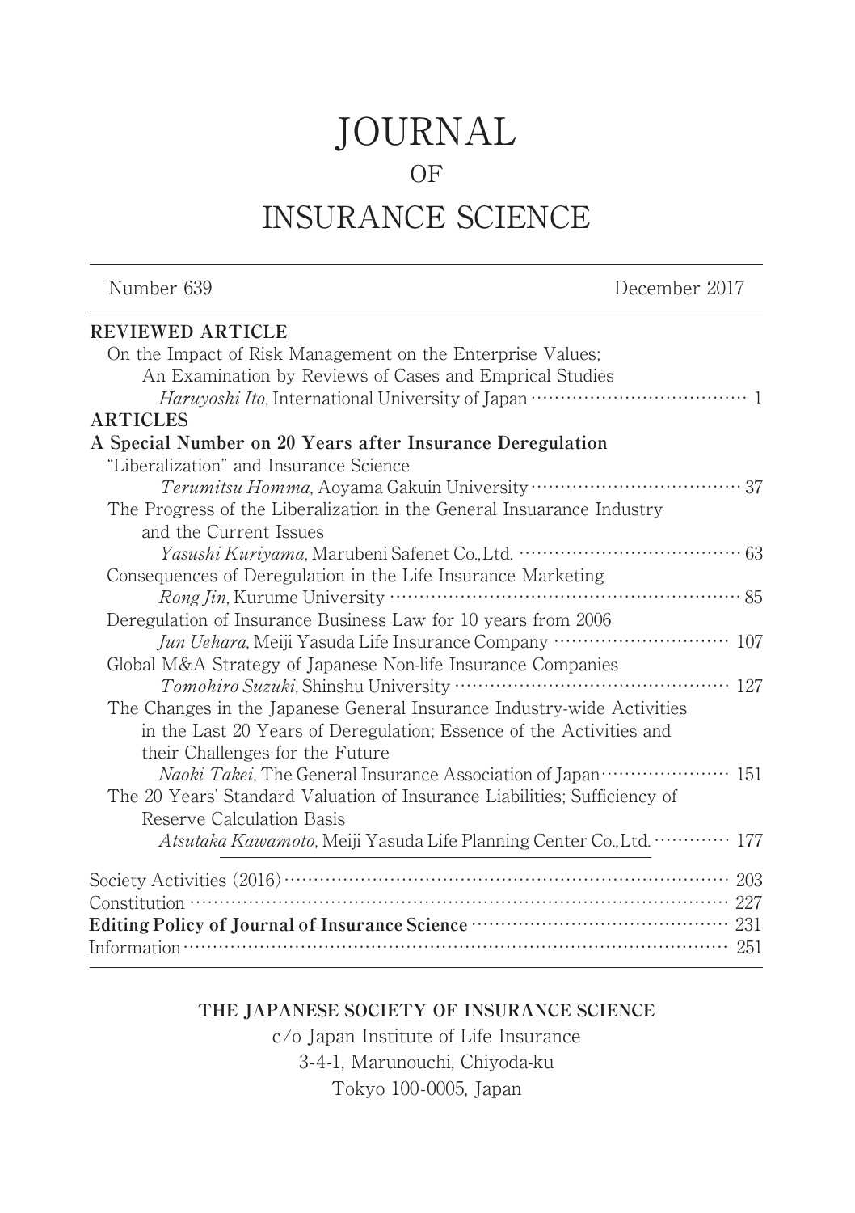# JOURNAL

OF

# INSURANCE SCIENCE

Number 639 December 2017

**REVIEWED ARTICLE**

On the Impact of Risk Management on the Enterprise Values; An Examination by Reviews of Cases and Emprical Studies
*Haruyoshi Ito*, International University of Japan ………………………………… 1

**ARTICLES**

**A Special Number on 20 Years after Insurance Deregulation**

"Liberalization" and Insurance Science
*Terumitsu Homma*, Aoyama Gakuin University ……………………………… 37

The Progress of the Liberalization in the General Insuarance Industry and the Current Issues
*Yasushi Kuriyama*, Marubeni Safenet Co.,Ltd. ………………………………… 63

Consequences of Deregulation in the Life Insurance Marketing
*Rong Jin*, Kurume University ……………………………………………………… 85

Deregulation of Insurance Business Law for 10 years from 2006
*Jun Uehara*, Meiji Yasuda Life Insurance Company ………………………… 107

Global M&A Strategy of Japanese Non-life Insurance Companies
*Tomohiro Suzuki*, Shinshu University ………………………………………… 127

The Changes in the Japanese General Insurance Industry-wide Activities in the Last 20 Years of Deregulation; Essence of the Activities and their Challenges for the Future
*Naoki Takei*, The General Insurance Association of Japan………………… 151

The 20 Years' Standard Valuation of Insurance Liabilities; Sufficiency of Reserve Calculation Basis
*Atsutaka Kawamoto*, Meiji Yasuda Life Planning Center Co.,Ltd. ………… 177

Society Activities (2016) …………………………………………………………………… 203

Constitution ……………………………………………………………………………………… 227

**Editing Policy of Journal of Insurance Science** ……………………………………… 231

Information …………………………………………………………………………………… 251

**THE JAPANESE SOCIETY OF INSURANCE SCIENCE**

c/o Japan Institute of Life Insurance
3-4-1, Marunouchi, Chiyoda-ku
Tokyo 100-0005, Japan